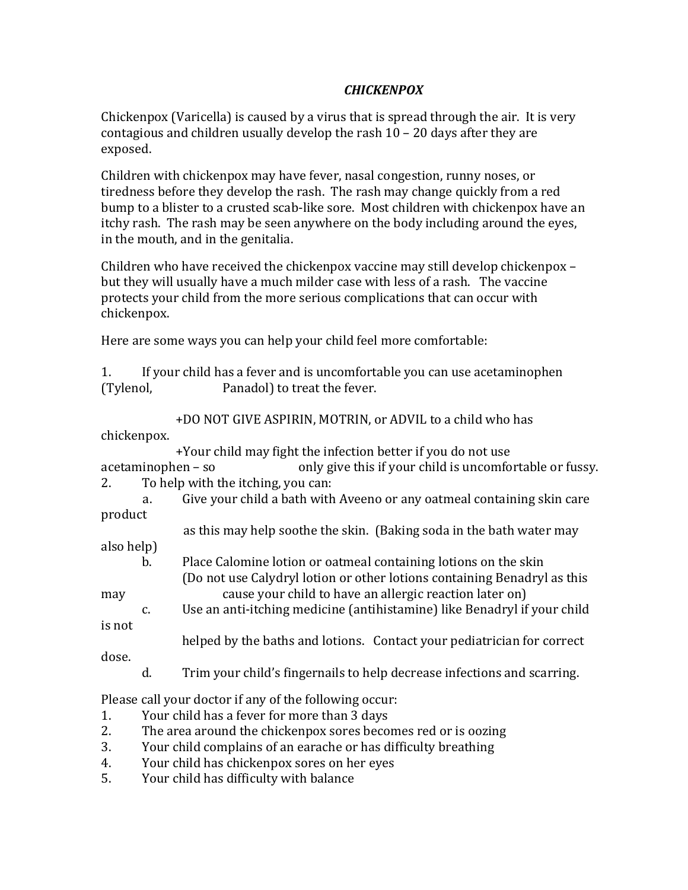# *CHICKENPOX*

Chickenpox (Varicella) is caused by a virus that is spread through the air. It is very contagious and children usually develop the rash 10 – 20 days after they are exposed.

Children with chickenpox may have fever, nasal congestion, runny noses, or tiredness before they develop the rash. The rash may change quickly from a red bump to a blister to a crusted scab-like sore. Most children with chickenpox have an itchy rash. The rash may be seen anywhere on the body including around the eyes, in the mouth, and in the genitalia.

Children who have received the chickenpox vaccine may still develop chickenpox – but they will usually have a much milder case with less of a rash. The vaccine protects your child from the more serious complications that can occur with chickenpox.

Here are some ways you can help your child feel more comfortable:

1. If your child has a fever and is uncomfortable you can use acetaminophen (Tylenol, Panadol) to treat the fever.

   +DO NOT GIVE ASPIRIN, MOTRIN, or ADVIL to a child who has chickenpox.
   +Your child may fight the infection better if you do not use acetaminophen – so only give this if your child is uncomfortable or fussy.
2. To help with the itching, you can:
   a. Give your child a bath with Aveeno or any oatmeal containing skin care product as this may help soothe the skin. (Baking soda in the bath water may also help)
   b. Place Calomine lotion or oatmeal containing lotions on the skin (Do not use Calydryl lotion or other lotions containing Benadryl as this may cause your child to have an allergic reaction later on)
   c. Use an anti-itching medicine (antihistamine) like Benadryl if your child is not helped by the baths and lotions. Contact your pediatrician for correct dose.
   d. Trim your child's fingernails to help decrease infections and scarring.

Please call your doctor if any of the following occur:

1. Your child has a fever for more than 3 days
2. The area around the chickenpox sores becomes red or is oozing
3. Your child complains of an earache or has difficulty breathing
4. Your child has chickenpox sores on her eyes
5. Your child has difficulty with balance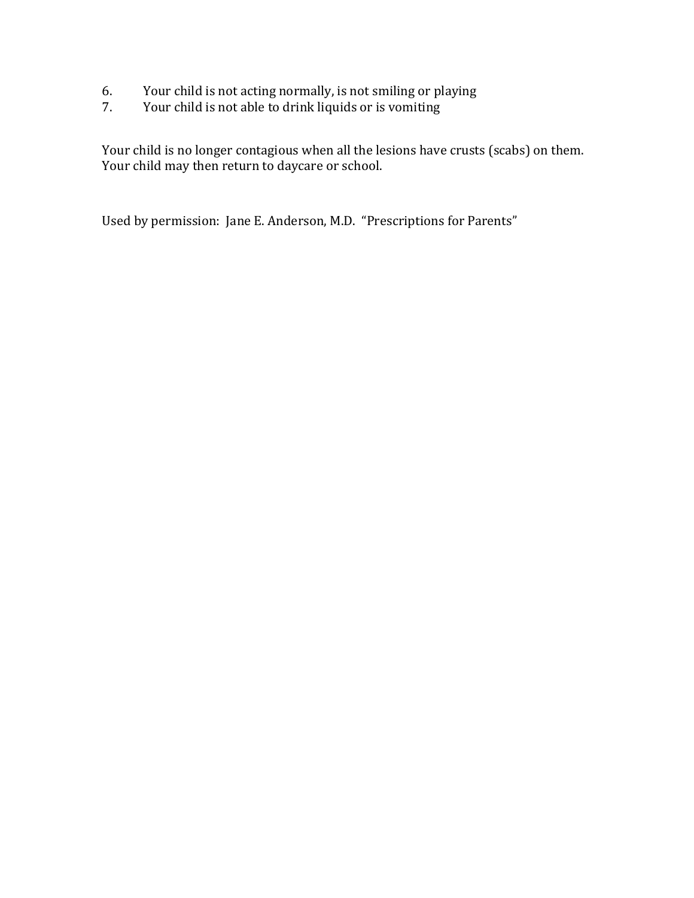6. Your child is not acting normally, is not smiling or playing
7. Your child is not able to drink liquids or is vomiting

Your child is no longer contagious when all the lesions have crusts (scabs) on them. Your child may then return to daycare or school.

Used by permission: Jane E. Anderson, M.D. "Prescriptions for Parents"